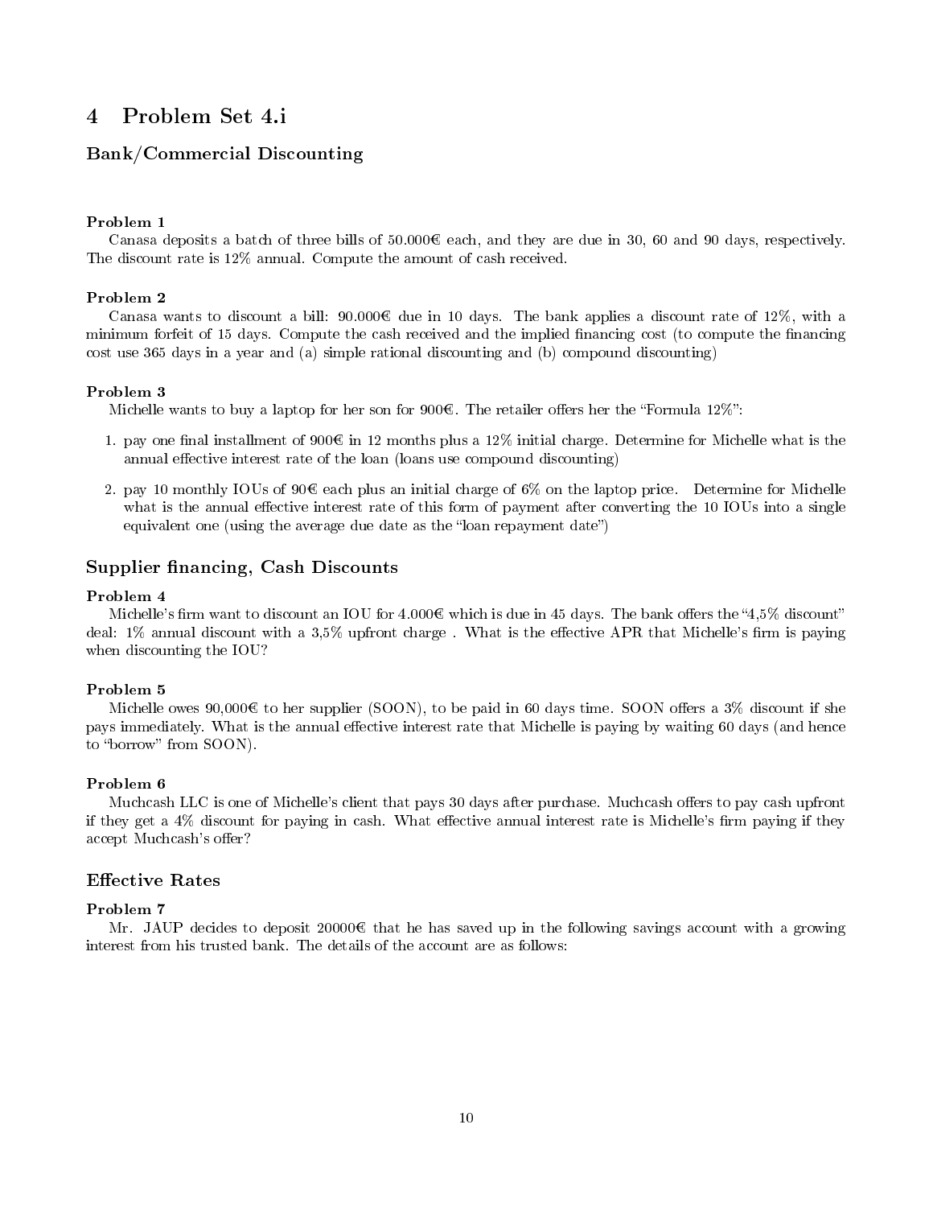# 4 Problem Set 4.i

## Bank/Commercial Discounting

**Problem 1**

Canasa deposits a batch of three bills of 50.000€ each, and they are due in 30, 60 and 90 days, respectively. The discount rate is 12% annual. Compute the amount of cash received.

**Problem 2**

Canasa wants to discount a bill: 90.000€ due in 10 days. The bank applies a discount rate of 12%, with a minimum forfeit of 15 days. Compute the cash received and the implied financing cost (to compute the financing cost use 365 days in a year and (a) simple rational discounting and (b) compound discounting)

**Problem 3**

Michelle wants to buy a laptop for her son for 900€. The retailer offers her the "Formula 12%":

1. pay one final installment of 900€ in 12 months plus a 12% initial charge. Determine for Michelle what is the annual effective interest rate of the loan (loans use compound discounting)
2. pay 10 monthly IOUs of 90€ each plus an initial charge of 6% on the laptop price. Determine for Michelle what is the annual effective interest rate of this form of payment after converting the 10 IOUs into a single equivalent one (using the average due date as the "loan repayment date")

## Supplier financing, Cash Discounts

**Problem 4**

Michelle's firm want to discount an IOU for 4.000€ which is due in 45 days. The bank offers the "4,5% discount" deal: 1% annual discount with a 3,5% upfront charge . What is the effective APR that Michelle's firm is paying when discounting the IOU?

**Problem 5**

Michelle owes 90,000€ to her supplier (SOON), to be paid in 60 days time. SOON offers a 3% discount if she pays immediately. What is the annual effective interest rate that Michelle is paying by waiting 60 days (and hence to "borrow" from SOON).

**Problem 6**

Muchcash LLC is one of Michelle's client that pays 30 days after purchase. Muchcash offers to pay cash upfront if they get a 4% discount for paying in cash. What effective annual interest rate is Michelle's firm paying if they accept Muchcash's offer?

## Effective Rates

**Problem 7**

Mr. JAUP decides to deposit 20000€ that he has saved up in the following savings account with a growing interest from his trusted bank. The details of the account are as follows: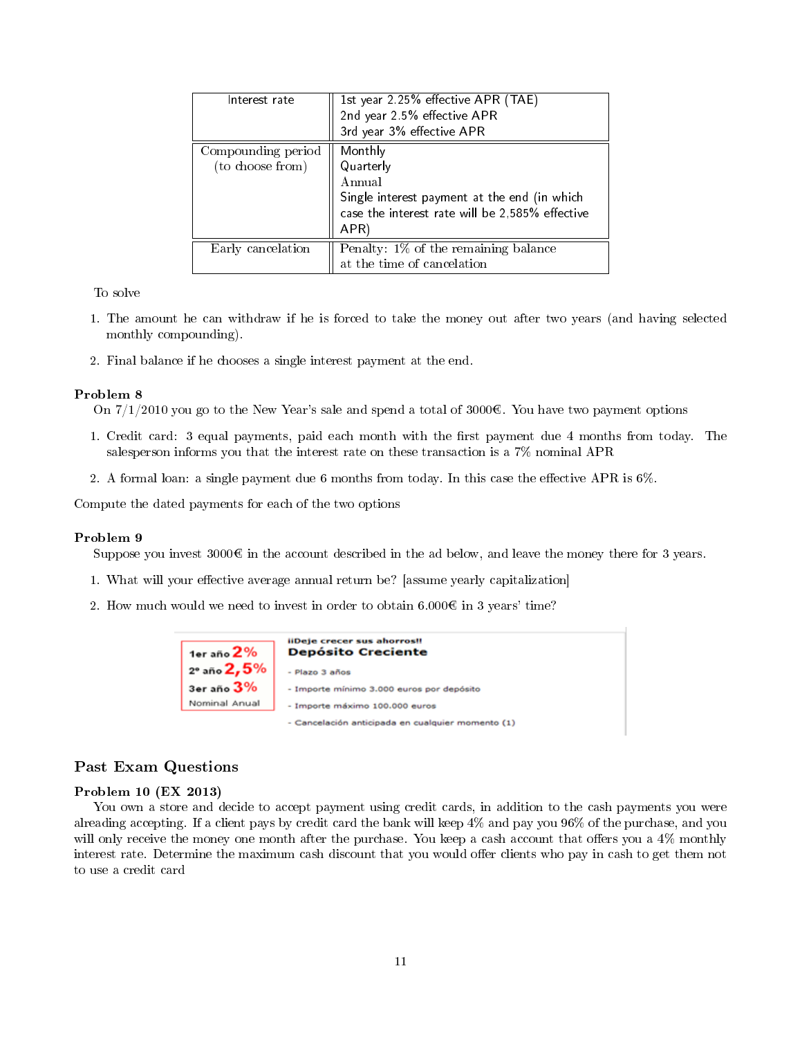| Interest rate | 1st year 2.25% effective APR (TAE)<br>2nd year 2.5% effective APR<br>3rd year 3% effective APR |
|---|---|
| Compounding period (to choose from) | Monthly<br>Quarterly<br>Annual<br>Single interest payment at the end (in which case the interest rate will be 2,585% effective APR) |
| Early cancelation | Penalty: 1% of the remaining balance at the time of cancelation |

To solve

1. The amount he can withdraw if he is forced to take the money out after two years (and having selected monthly compounding).
2. Final balance if he chooses a single interest payment at the end.

### Problem 8

On 7/1/2010 you go to the New Year's sale and spend a total of 3000€. You have two payment options

1. Credit card: 3 equal payments, paid each month with the first payment due 4 months from today. The salesperson informs you that the interest rate on these transaction is a 7% nominal APR
2. A formal loan: a single payment due 6 months from today. In this case the effective APR is 6%.

Compute the dated payments for each of the two options

### Problem 9

Suppose you invest 3000€ in the account described in the ad below, and leave the money there for 3 years.

1. What will your effective average annual return be? [assume yearly capitalization]
2. How much would we need to invest in order to obtain 6.000€ in 3 years' time?

| 1er año 2% | ¡¡Deje crecer sus ahorros!! |
|---|---|
| 2º año 2,5% | **Depósito Creciente** |
| 3er año 3% | - Plazo 3 años |
| Nominal Anual | - Importe mínimo 3.000 euros por depósito |
| | - Importe máximo 100.000 euros |
| | - Cancelación anticipada en cualquier momento (1) |

## Past Exam Questions

### Problem 10 (EX 2013)

You own a store and decide to accept payment using credit cards, in addition to the cash payments you were alreading accepting. If a client pays by credit card the bank will keep 4% and pay you 96% of the purchase, and you will only receive the money one month after the purchase. You keep a cash account that offers you a 4% monthly interest rate. Determine the maximum cash discount that you would offer clients who pay in cash to get them not to use a credit card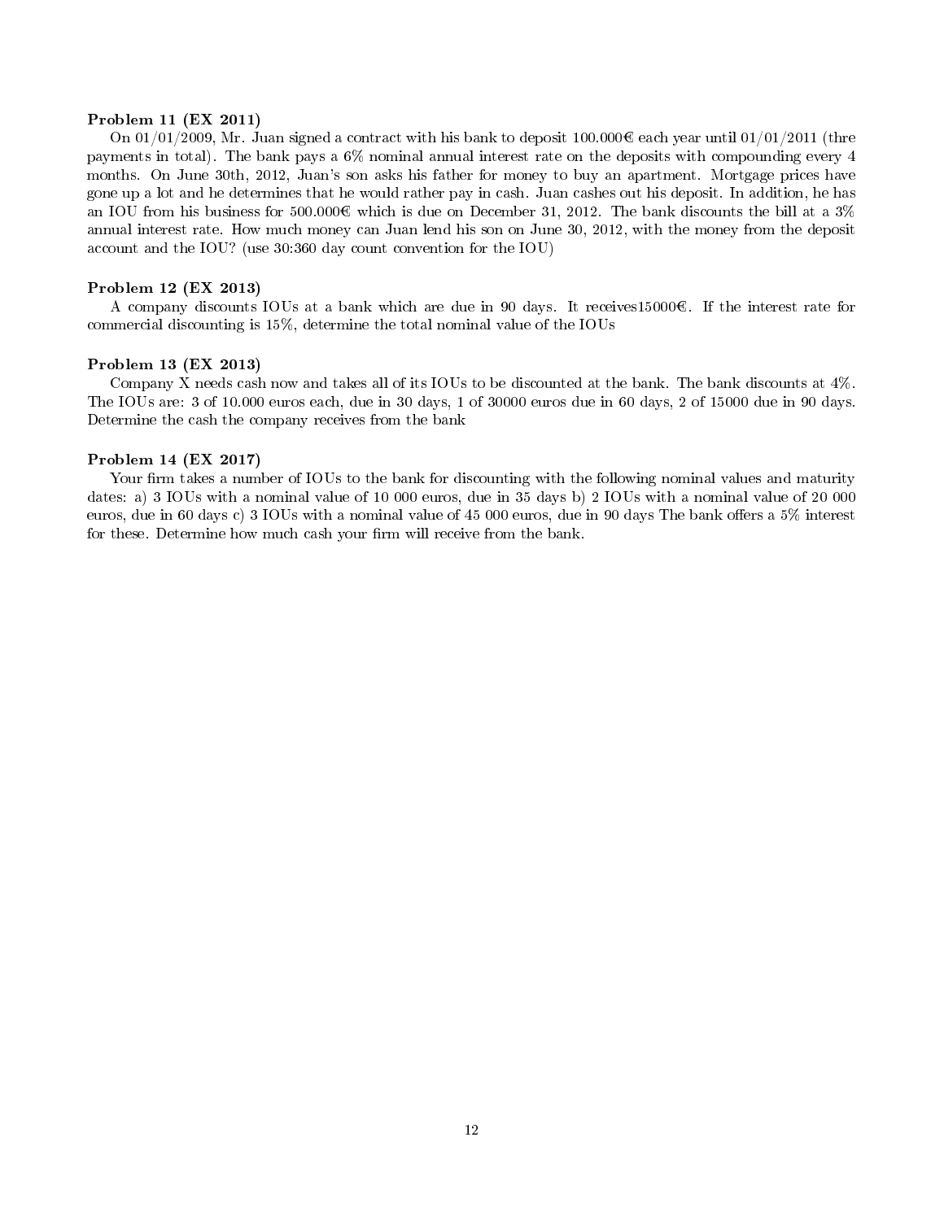**Problem 11 (EX 2011)**

On 01/01/2009, Mr. Juan signed a contract with his bank to deposit 100.000€ each year until 01/01/2011 (thre payments in total). The bank pays a 6% nominal annual interest rate on the deposits with compounding every 4 months. On June 30th, 2012, Juan's son asks his father for money to buy an apartment. Mortgage prices have gone up a lot and he determines that he would rather pay in cash. Juan cashes out his deposit. In addition, he has an IOU from his business for 500.000€ which is due on December 31, 2012. The bank discounts the bill at a 3% annual interest rate. How much money can Juan lend his son on June 30, 2012, with the money from the deposit account and the IOU? (use 30:360 day count convention for the IOU)

**Problem 12 (EX 2013)**

A company discounts IOUs at a bank which are due in 90 days. It receives15000€. If the interest rate for commercial discounting is 15%, determine the total nominal value of the IOUs

**Problem 13 (EX 2013)**

Company X needs cash now and takes all of its IOUs to be discounted at the bank. The bank discounts at 4%. The IOUs are: 3 of 10.000 euros each, due in 30 days, 1 of 30000 euros due in 60 days, 2 of 15000 due in 90 days. Determine the cash the company receives from the bank

**Problem 14 (EX 2017)**

Your firm takes a number of IOUs to the bank for discounting with the following nominal values and maturity dates: a) 3 IOUs with a nominal value of 10 000 euros, due in 35 days b) 2 IOUs with a nominal value of 20 000 euros, due in 60 days c) 3 IOUs with a nominal value of 45 000 euros, due in 90 days The bank offers a 5% interest for these. Determine how much cash your firm will receive from the bank.